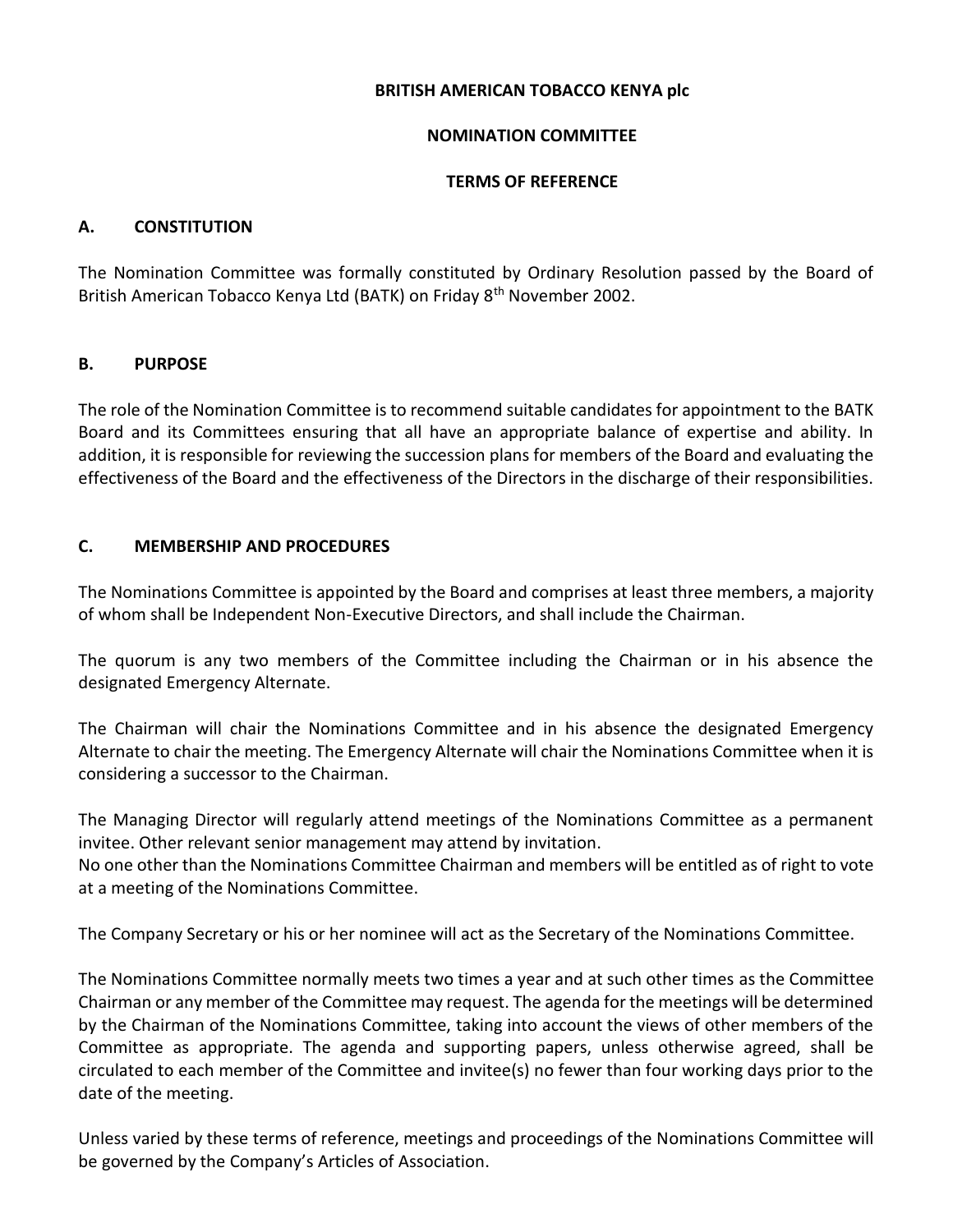**BRITISH AMERICAN TOBACCO KENYA plc**

**NOMINATION COMMITTEE**

**TERMS OF REFERENCE**

## A. CONSTITUTION

The Nomination Committee was formally constituted by Ordinary Resolution passed by the Board of British American Tobacco Kenya Ltd (BATK) on Friday 8th November 2002.

## B. PURPOSE

The role of the Nomination Committee is to recommend suitable candidates for appointment to the BATK Board and its Committees ensuring that all have an appropriate balance of expertise and ability. In addition, it is responsible for reviewing the succession plans for members of the Board and evaluating the effectiveness of the Board and the effectiveness of the Directors in the discharge of their responsibilities.

## C. MEMBERSHIP AND PROCEDURES

The Nominations Committee is appointed by the Board and comprises at least three members, a majority of whom shall be Independent Non-Executive Directors, and shall include the Chairman.

The quorum is any two members of the Committee including the Chairman or in his absence the designated Emergency Alternate.

The Chairman will chair the Nominations Committee and in his absence the designated Emergency Alternate to chair the meeting. The Emergency Alternate will chair the Nominations Committee when it is considering a successor to the Chairman.

The Managing Director will regularly attend meetings of the Nominations Committee as a permanent invitee. Other relevant senior management may attend by invitation.
No one other than the Nominations Committee Chairman and members will be entitled as of right to vote at a meeting of the Nominations Committee.

The Company Secretary or his or her nominee will act as the Secretary of the Nominations Committee.

The Nominations Committee normally meets two times a year and at such other times as the Committee Chairman or any member of the Committee may request. The agenda for the meetings will be determined by the Chairman of the Nominations Committee, taking into account the views of other members of the Committee as appropriate. The agenda and supporting papers, unless otherwise agreed, shall be circulated to each member of the Committee and invitee(s) no fewer than four working days prior to the date of the meeting.

Unless varied by these terms of reference, meetings and proceedings of the Nominations Committee will be governed by the Company's Articles of Association.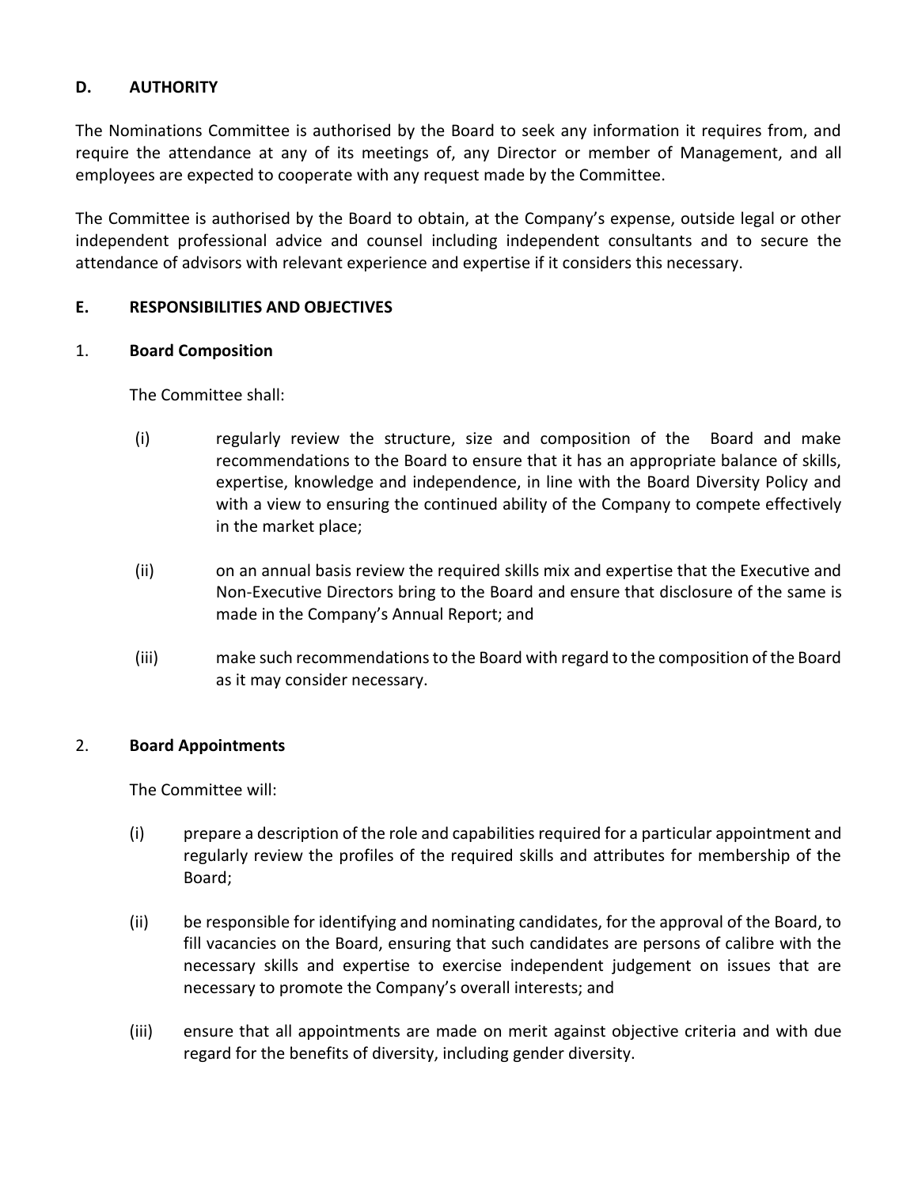## D. AUTHORITY

The Nominations Committee is authorised by the Board to seek any information it requires from, and require the attendance at any of its meetings of, any Director or member of Management, and all employees are expected to cooperate with any request made by the Committee.

The Committee is authorised by the Board to obtain, at the Company's expense, outside legal or other independent professional advice and counsel including independent consultants and to secure the attendance of advisors with relevant experience and expertise if it considers this necessary.

## E. RESPONSIBILITIES AND OBJECTIVES

### 1. Board Composition

The Committee shall:

(i) regularly review the structure, size and composition of the Board and make recommendations to the Board to ensure that it has an appropriate balance of skills, expertise, knowledge and independence, in line with the Board Diversity Policy and with a view to ensuring the continued ability of the Company to compete effectively in the market place;

(ii) on an annual basis review the required skills mix and expertise that the Executive and Non-Executive Directors bring to the Board and ensure that disclosure of the same is made in the Company's Annual Report; and

(iii) make such recommendations to the Board with regard to the composition of the Board as it may consider necessary.

### 2. Board Appointments

The Committee will:

(i) prepare a description of the role and capabilities required for a particular appointment and regularly review the profiles of the required skills and attributes for membership of the Board;

(ii) be responsible for identifying and nominating candidates, for the approval of the Board, to fill vacancies on the Board, ensuring that such candidates are persons of calibre with the necessary skills and expertise to exercise independent judgement on issues that are necessary to promote the Company's overall interests; and

(iii) ensure that all appointments are made on merit against objective criteria and with due regard for the benefits of diversity, including gender diversity.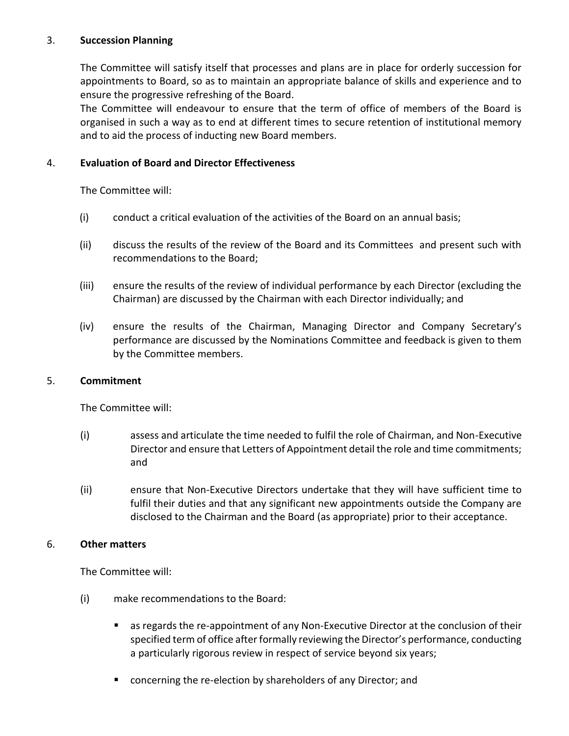## 3. **Succession Planning**

The Committee will satisfy itself that processes and plans are in place for orderly succession for appointments to Board, so as to maintain an appropriate balance of skills and experience and to ensure the progressive refreshing of the Board.

The Committee will endeavour to ensure that the term of office of members of the Board is organised in such a way as to end at different times to secure retention of institutional memory and to aid the process of inducting new Board members.

## 4. **Evaluation of Board and Director Effectiveness**

The Committee will:

(i) conduct a critical evaluation of the activities of the Board on an annual basis;

(ii) discuss the results of the review of the Board and its Committees and present such with recommendations to the Board;

(iii) ensure the results of the review of individual performance by each Director (excluding the Chairman) are discussed by the Chairman with each Director individually; and

(iv) ensure the results of the Chairman, Managing Director and Company Secretary's performance are discussed by the Nominations Committee and feedback is given to them by the Committee members.

## 5. **Commitment**

The Committee will:

(i) assess and articulate the time needed to fulfil the role of Chairman, and Non-Executive Director and ensure that Letters of Appointment detail the role and time commitments; and

(ii) ensure that Non-Executive Directors undertake that they will have sufficient time to fulfil their duties and that any significant new appointments outside the Company are disclosed to the Chairman and the Board (as appropriate) prior to their acceptance.

## 6. **Other matters**

The Committee will:

(i) make recommendations to the Board:

- as regards the re-appointment of any Non-Executive Director at the conclusion of their specified term of office after formally reviewing the Director's performance, conducting a particularly rigorous review in respect of service beyond six years;
- concerning the re-election by shareholders of any Director; and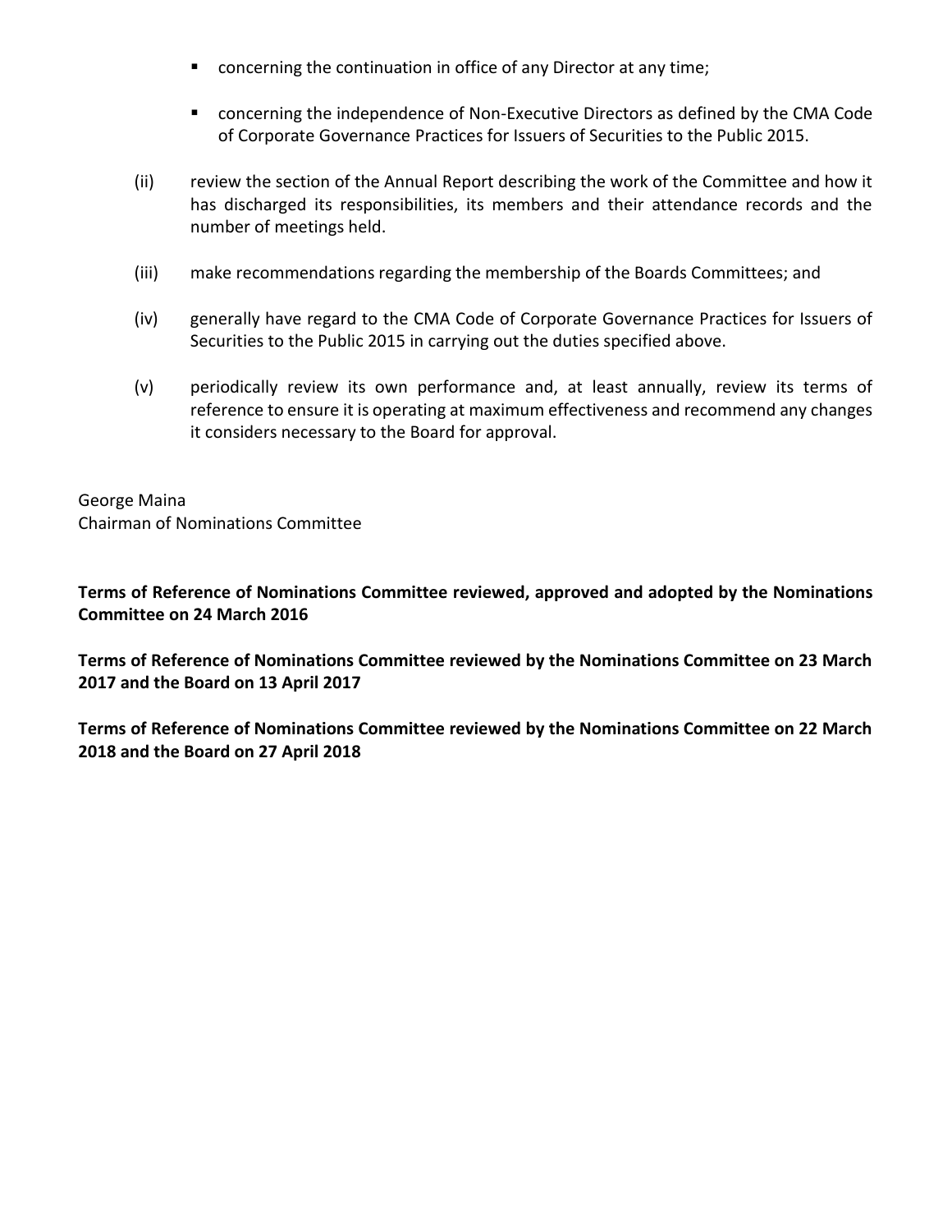- concerning the continuation in office of any Director at any time;
- concerning the independence of Non-Executive Directors as defined by the CMA Code of Corporate Governance Practices for Issuers of Securities to the Public 2015.

(ii) review the section of the Annual Report describing the work of the Committee and how it has discharged its responsibilities, its members and their attendance records and the number of meetings held.

(iii) make recommendations regarding the membership of the Boards Committees; and

(iv) generally have regard to the CMA Code of Corporate Governance Practices for Issuers of Securities to the Public 2015 in carrying out the duties specified above.

(v) periodically review its own performance and, at least annually, review its terms of reference to ensure it is operating at maximum effectiveness and recommend any changes it considers necessary to the Board for approval.

George Maina
Chairman of Nominations Committee

**Terms of Reference of Nominations Committee reviewed, approved and adopted by the Nominations Committee on 24 March 2016**

**Terms of Reference of Nominations Committee reviewed by the Nominations Committee on 23 March 2017 and the Board on 13 April 2017**

**Terms of Reference of Nominations Committee reviewed by the Nominations Committee on 22 March 2018 and the Board on 27 April 2018**